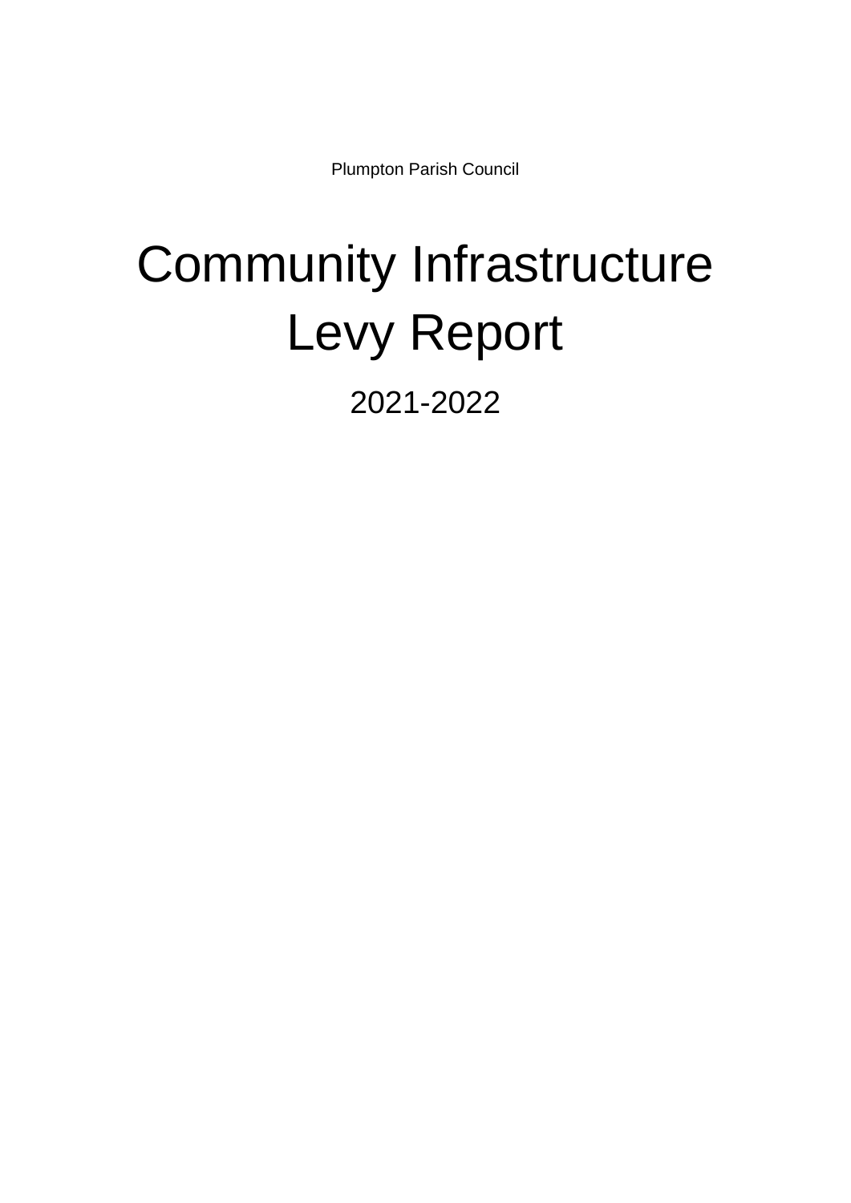Plumpton Parish Council

# Community Infrastructure Levy Report

2021-2022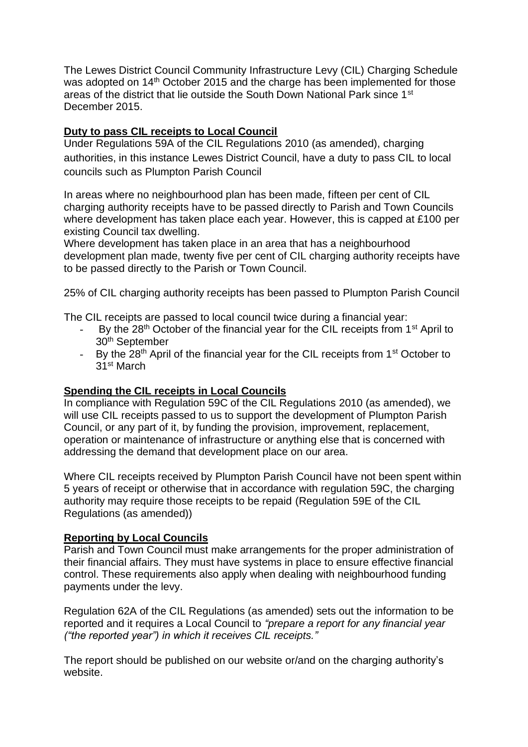The Lewes District Council Community Infrastructure Levy (CIL) Charging Schedule was adopted on 14th October 2015 and the charge has been implemented for those areas of the district that lie outside the South Down National Park since 1st December 2015.

## Duty to pass CIL receipts to Local Council

Under Regulations 59A of the CIL Regulations 2010 (as amended), charging authorities, in this instance Lewes District Council, have a duty to pass CIL to local councils such as Plumpton Parish Council

In areas where no neighbourhood plan has been made, fifteen per cent of CIL charging authority receipts have to be passed directly to Parish and Town Councils where development has taken place each year. However, this is capped at £100 per existing Council tax dwelling.

Where development has taken place in an area that has a neighbourhood development plan made, twenty five per cent of CIL charging authority receipts have to be passed directly to the Parish or Town Council.

25% of CIL charging authority receipts has been passed to Plumpton Parish Council

The CIL receipts are passed to local council twice during a financial year:

- By the 28th October of the financial year for the CIL receipts from 1st April to 30th September
- By the 28th April of the financial year for the CIL receipts from 1st October to 31st March

## Spending the CIL receipts in Local Councils

In compliance with Regulation 59C of the CIL Regulations 2010 (as amended), we will use CIL receipts passed to us to support the development of Plumpton Parish Council, or any part of it, by funding the provision, improvement, replacement, operation or maintenance of infrastructure or anything else that is concerned with addressing the demand that development place on our area.

Where CIL receipts received by Plumpton Parish Council have not been spent within 5 years of receipt or otherwise that in accordance with regulation 59C, the charging authority may require those receipts to be repaid (Regulation 59E of the CIL Regulations (as amended))

## Reporting by Local Councils

Parish and Town Council must make arrangements for the proper administration of their financial affairs. They must have systems in place to ensure effective financial control. These requirements also apply when dealing with neighbourhood funding payments under the levy.

Regulation 62A of the CIL Regulations (as amended) sets out the information to be reported and it requires a Local Council to *"prepare a report for any financial year ("the reported year") in which it receives CIL receipts."*

The report should be published on our website or/and on the charging authority's website.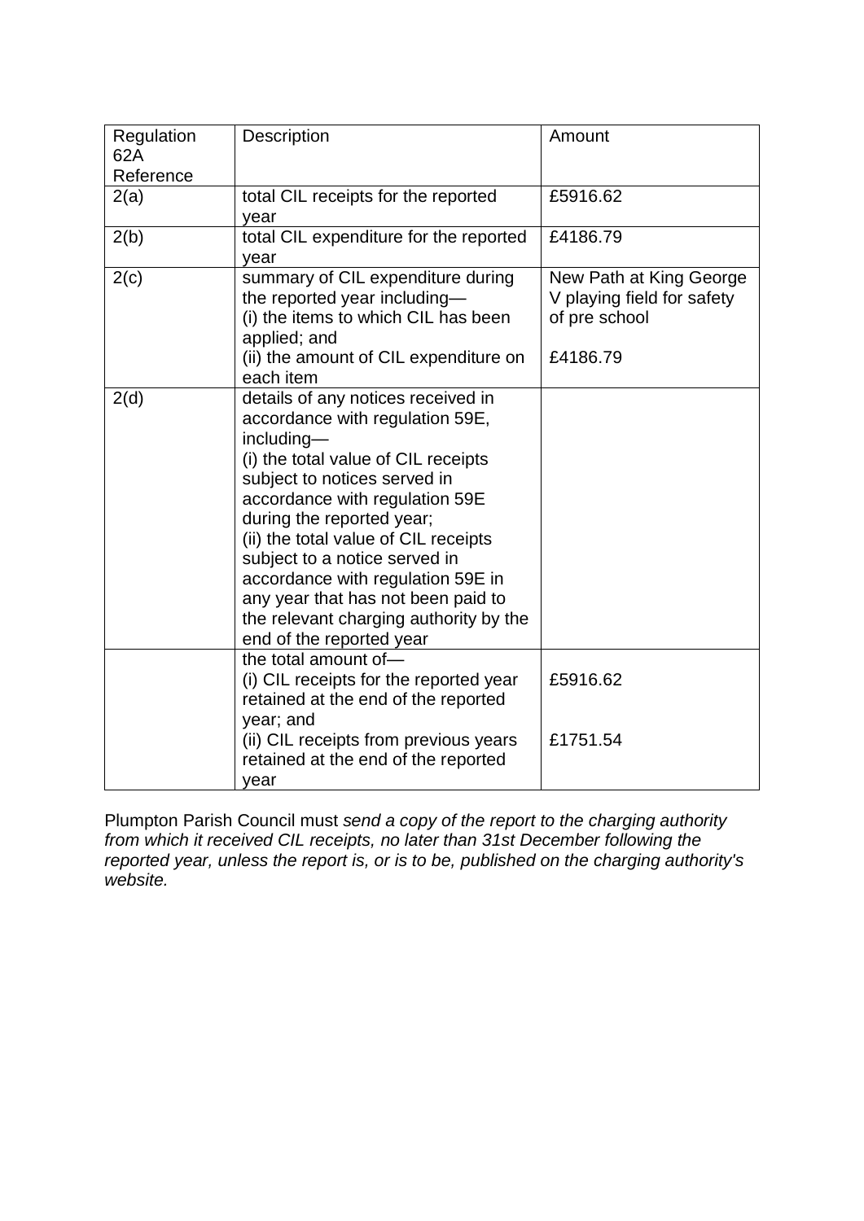| Regulation 62A Reference | Description | Amount |
|---|---|---|
| 2(a) | total CIL receipts for the reported year | £5916.62 |
| 2(b) | total CIL expenditure for the reported year | £4186.79 |
| 2(c) | summary of CIL expenditure during the reported year including—<br>(i) the items to which CIL has been applied; and<br>(ii) the amount of CIL expenditure on each item | New Path at King George V playing field for safety of pre school<br><br>£4186.79 |
| 2(d) | details of any notices received in accordance with regulation 59E, including—<br>(i) the total value of CIL receipts subject to notices served in accordance with regulation 59E during the reported year;<br>(ii) the total value of CIL receipts subject to a notice served in accordance with regulation 59E in any year that has not been paid to the relevant charging authority by the end of the reported year | |
| | the total amount of—<br>(i) CIL receipts for the reported year retained at the end of the reported year; and<br>(ii) CIL receipts from previous years retained at the end of the reported year | £5916.62<br><br>£1751.54 |

Plumpton Parish Council must *send a copy of the report to the charging authority from which it received CIL receipts, no later than 31st December following the reported year, unless the report is, or is to be, published on the charging authority's website.*